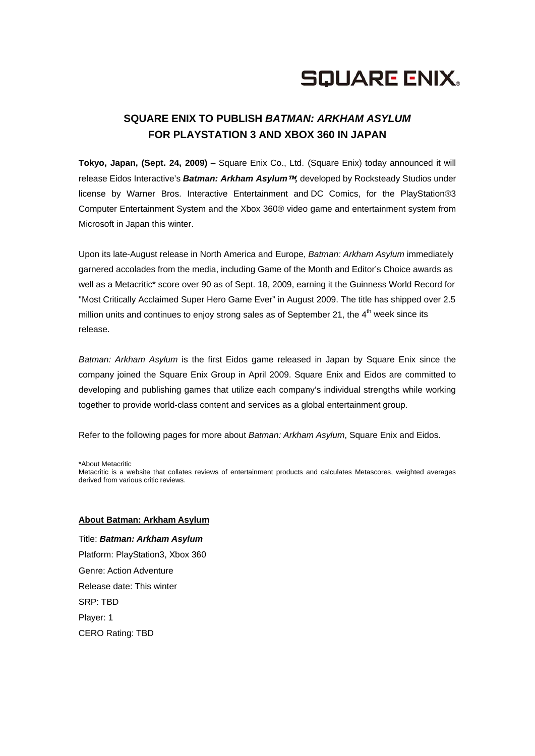SQUARE ENIX

# SQUARE ENIX TO PUBLISH *BATMAN: ARKHAM ASYLUM* FOR PLAYSTATION 3 AND XBOX 360 IN JAPAN

**Tokyo, Japan, (Sept. 24, 2009)** – Square Enix Co., Ltd. (Square Enix) today announced it will release Eidos Interactive's ***Batman: Arkham Asylum™,*** developed by Rocksteady Studios under license by Warner Bros. Interactive Entertainment and DC Comics, for the PlayStation®3 Computer Entertainment System and the Xbox 360® video game and entertainment system from Microsoft in Japan this winter.

Upon its late-August release in North America and Europe, *Batman: Arkham Asylum* immediately garnered accolades from the media, including Game of the Month and Editor's Choice awards as well as a Metacritic* score over 90 as of Sept. 18, 2009, earning it the Guinness World Record for "Most Critically Acclaimed Super Hero Game Ever" in August 2009. The title has shipped over 2.5 million units and continues to enjoy strong sales as of September 21, the 4th week since its release.

*Batman: Arkham Asylum* is the first Eidos game released in Japan by Square Enix since the company joined the Square Enix Group in April 2009. Square Enix and Eidos are committed to developing and publishing games that utilize each company's individual strengths while working together to provide world-class content and services as a global entertainment group.

Refer to the following pages for more about *Batman: Arkham Asylum*, Square Enix and Eidos.

*About Metacritic
Metacritic is a website that collates reviews of entertainment products and calculates Metascores, weighted averages derived from various critic reviews.

**About Batman: Arkham Asylum**

Title: ***Batman: Arkham Asylum***
Platform: PlayStation3, Xbox 360
Genre: Action Adventure
Release date: This winter
SRP: TBD
Player: 1
CERO Rating: TBD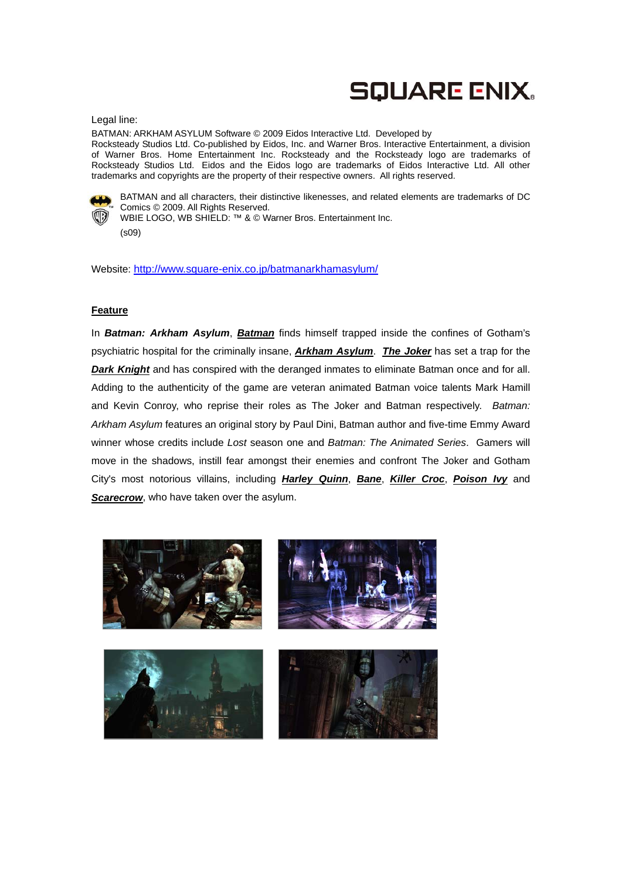SQUARE ENIX

Legal line:

BATMAN: ARKHAM ASYLUM Software © 2009 Eidos Interactive Ltd. Developed by Rocksteady Studios Ltd. Co-published by Eidos, Inc. and Warner Bros. Interactive Entertainment, a division of Warner Bros. Home Entertainment Inc. Rocksteady and the Rocksteady logo are trademarks of Rocksteady Studios Ltd. Eidos and the Eidos logo are trademarks of Eidos Interactive Ltd. All other trademarks and copyrights are the property of their respective owners. All rights reserved.

BATMAN and all characters, their distinctive likenesses, and related elements are trademarks of DC Comics © 2009. All Rights Reserved.
WBIE LOGO, WB SHIELD: ™ & © Warner Bros. Entertainment Inc.

(s09)

Website: http://www.square-enix.co.jp/batmanarkhamasylum/

**Feature**

In ***Batman: Arkham Asylum***, ***Batman*** finds himself trapped inside the confines of Gotham's psychiatric hospital for the criminally insane, ***Arkham Asylum***. ***The Joker*** has set a trap for the ***Dark Knight*** and has conspired with the deranged inmates to eliminate Batman once and for all. Adding to the authenticity of the game are veteran animated Batman voice talents Mark Hamill and Kevin Conroy, who reprise their roles as The Joker and Batman respectively. *Batman: Arkham Asylum* features an original story by Paul Dini, Batman author and five-time Emmy Award winner whose credits include *Lost* season one and *Batman: The Animated Series*. Gamers will move in the shadows, instill fear amongst their enemies and confront The Joker and Gotham City's most notorious villains, including ***Harley Quinn***, ***Bane***, ***Killer Croc***, ***Poison Ivy*** and ***Scarecrow***, who have taken over the asylum.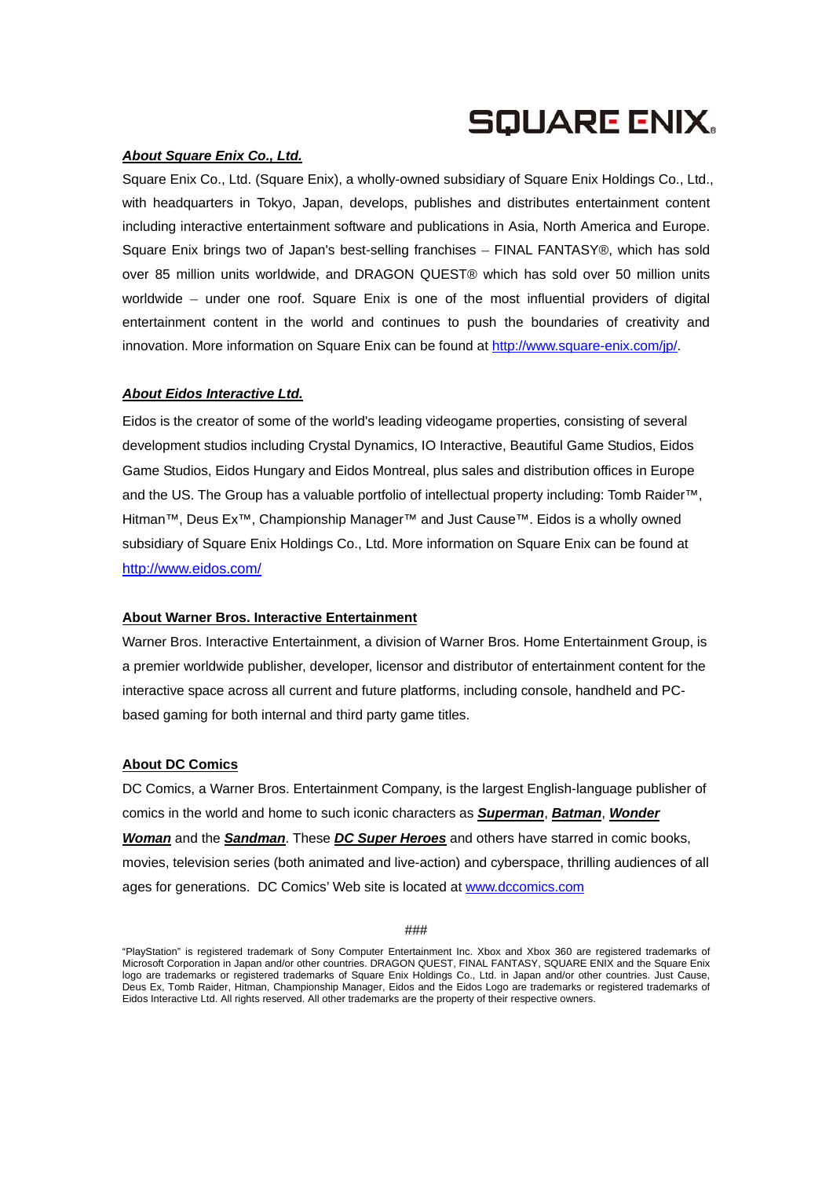SQUARE ENIX.

***About Square Enix Co., Ltd.***

Square Enix Co., Ltd. (Square Enix), a wholly-owned subsidiary of Square Enix Holdings Co., Ltd., with headquarters in Tokyo, Japan, develops, publishes and distributes entertainment content including interactive entertainment software and publications in Asia, North America and Europe. Square Enix brings two of Japan's best-selling franchises – FINAL FANTASY®, which has sold over 85 million units worldwide, and DRAGON QUEST® which has sold over 50 million units worldwide – under one roof. Square Enix is one of the most influential providers of digital entertainment content in the world and continues to push the boundaries of creativity and innovation. More information on Square Enix can be found at http://www.square-enix.com/jp/.

***About Eidos Interactive Ltd.***

Eidos is the creator of some of the world's leading videogame properties, consisting of several development studios including Crystal Dynamics, IO Interactive, Beautiful Game Studios, Eidos Game Studios, Eidos Hungary and Eidos Montreal, plus sales and distribution offices in Europe and the US. The Group has a valuable portfolio of intellectual property including: Tomb Raider™, Hitman™, Deus Ex™, Championship Manager™ and Just Cause™. Eidos is a wholly owned subsidiary of Square Enix Holdings Co., Ltd. More information on Square Enix can be found at http://www.eidos.com/

**About Warner Bros. Interactive Entertainment**

Warner Bros. Interactive Entertainment, a division of Warner Bros. Home Entertainment Group, is a premier worldwide publisher, developer, licensor and distributor of entertainment content for the interactive space across all current and future platforms, including console, handheld and PC-based gaming for both internal and third party game titles.

**About DC Comics**

DC Comics, a Warner Bros. Entertainment Company, is the largest English-language publisher of comics in the world and home to such iconic characters as ***Superman***, ***Batman***, ***Wonder Woman*** and the ***Sandman***. These ***DC Super Heroes*** and others have starred in comic books, movies, television series (both animated and live-action) and cyberspace, thrilling audiences of all ages for generations. DC Comics' Web site is located at www.dccomics.com

###

"PlayStation" is registered trademark of Sony Computer Entertainment Inc. Xbox and Xbox 360 are registered trademarks of Microsoft Corporation in Japan and/or other countries. DRAGON QUEST, FINAL FANTASY, SQUARE ENIX and the Square Enix logo are trademarks or registered trademarks of Square Enix Holdings Co., Ltd. in Japan and/or other countries. Just Cause, Deus Ex, Tomb Raider, Hitman, Championship Manager, Eidos and the Eidos Logo are trademarks or registered trademarks of Eidos Interactive Ltd. All rights reserved. All other trademarks are the property of their respective owners.